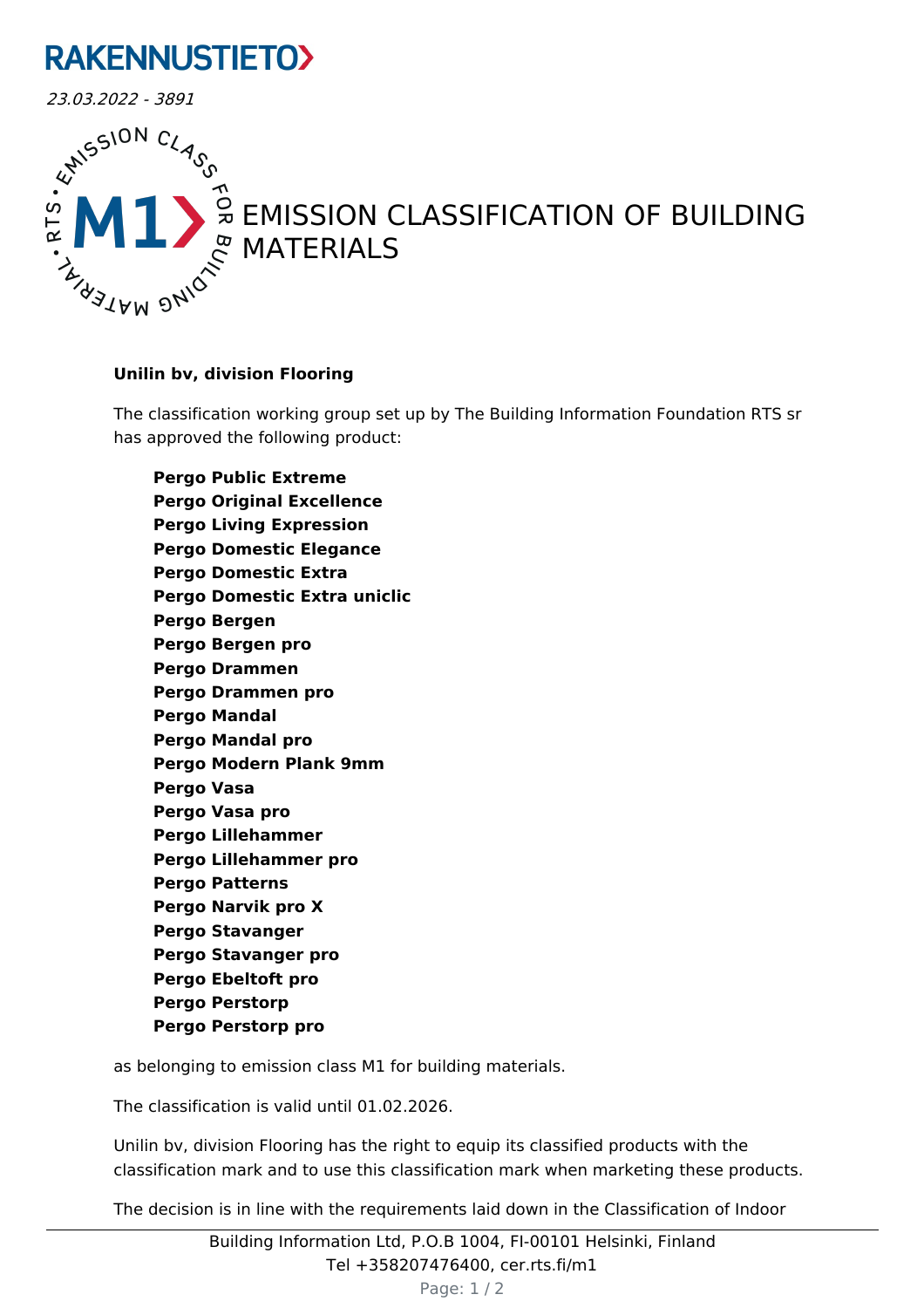RAKENNUSTIETO

*23.03.2022 - 3891*

# EMISSION CLASSIFICATION OF BUILDING MATERIALS

**Unilin bv, division Flooring**

The classification working group set up by The Building Information Foundation RTS sr has approved the following product:

**Pergo Public Extreme**
**Pergo Original Excellence**
**Pergo Living Expression**
**Pergo Domestic Elegance**
**Pergo Domestic Extra**
**Pergo Domestic Extra uniclic**
**Pergo Bergen**
**Pergo Bergen pro**
**Pergo Drammen**
**Pergo Drammen pro**
**Pergo Mandal**
**Pergo Mandal pro**
**Pergo Modern Plank 9mm**
**Pergo Vasa**
**Pergo Vasa pro**
**Pergo Lillehammer**
**Pergo Lillehammer pro**
**Pergo Patterns**
**Pergo Narvik pro X**
**Pergo Stavanger**
**Pergo Stavanger pro**
**Pergo Ebeltoft pro**
**Pergo Perstorp**
**Pergo Perstorp pro**

as belonging to emission class M1 for building materials.

The classification is valid until 01.02.2026.

Unilin bv, division Flooring has the right to equip its classified products with the classification mark and to use this classification mark when marketing these products.

The decision is in line with the requirements laid down in the Classification of Indoor

Building Information Ltd, P.O.B 1004, FI-00101 Helsinki, Finland
Tel +358207476400, cer.rts.fi/m1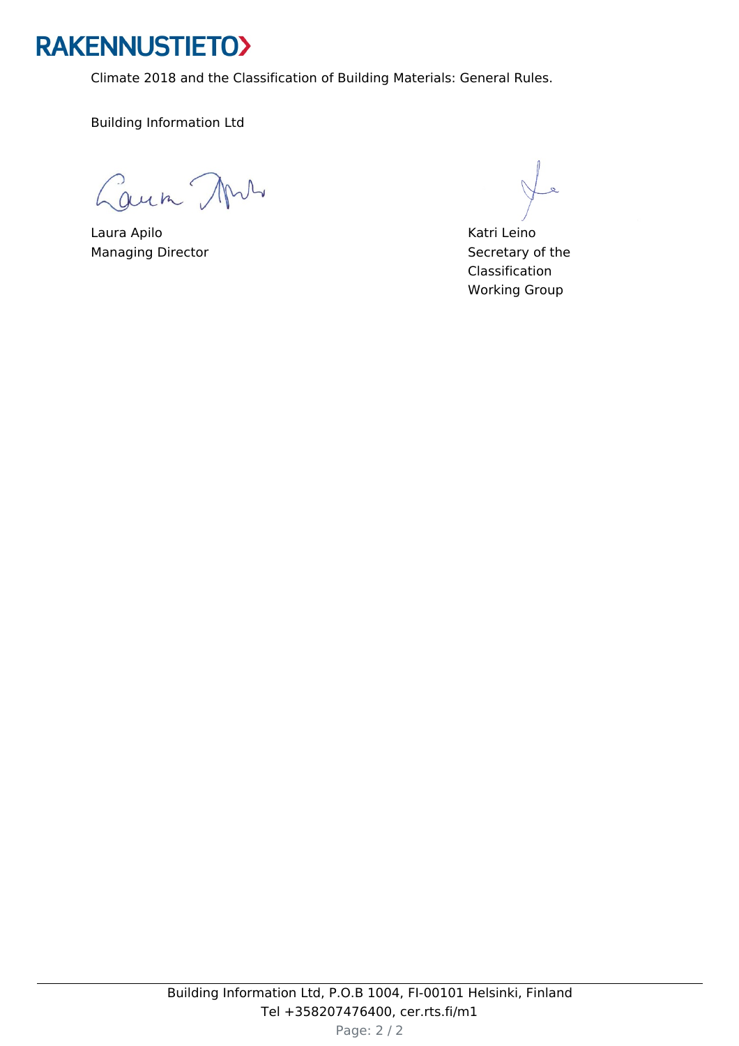Climate 2018 and the Classification of Building Materials: General Rules.

Building Information Ltd

| | |
|---|---|
| Laura Apilo | Katri Leino |
| Managing Director | Secretary of the Classification Working Group |

Building Information Ltd, P.O.B 1004, FI-00101 Helsinki, Finland
Tel +358207476400, cer.rts.fi/m1